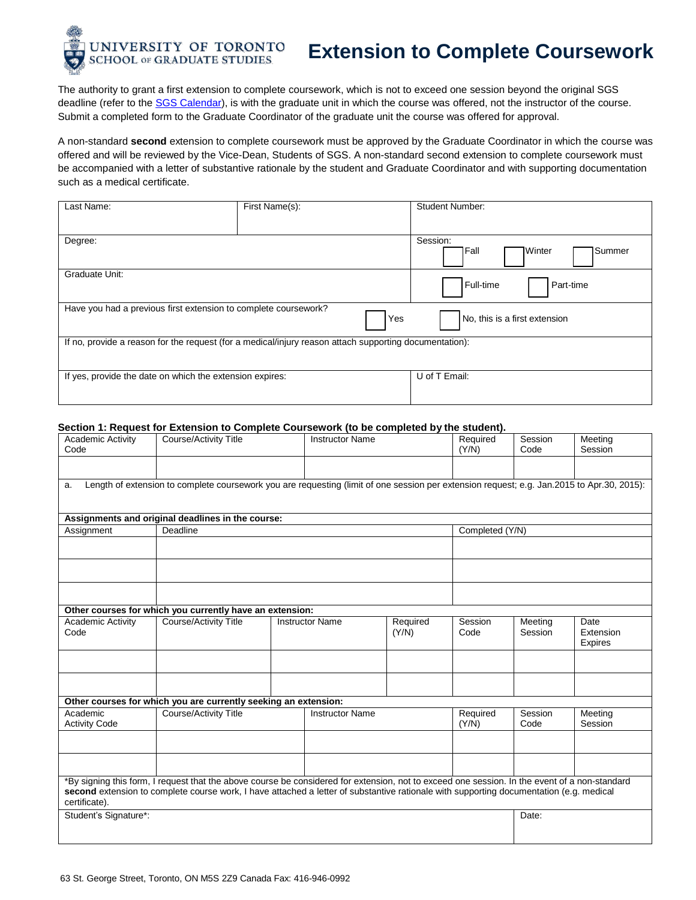UNIVERSITY OF TORONTO
SCHOOL OF GRADUATE STUDIES

# Extension to Complete Coursework

The authority to grant a first extension to complete coursework, which is not to exceed one session beyond the original SGS deadline (refer to the SGS Calendar), is with the graduate unit in which the course was offered, not the instructor of the course. Submit a completed form to the Graduate Coordinator of the graduate unit the course was offered for approval.

A non-standard **second** extension to complete coursework must be approved by the Graduate Coordinator in which the course was offered and will be reviewed by the Vice-Dean, Students of SGS. A non-standard second extension to complete coursework must be accompanied with a letter of substantive rationale by the student and Graduate Coordinator and with supporting documentation such as a medical certificate.

| Last Name: | First Name(s): | Student Number: |
|---|---|---|
| Degree: | | Session: ☐ Fall ☐ Winter ☐ Summer |
| Graduate Unit: | | ☐ Full-time ☐ Part-time |
| Have you had a previous first extension to complete coursework? ☐ Yes ☐ No, this is a first extension | | |
| If no, provide a reason for the request (for a medical/injury reason attach supporting documentation): | | |
| If yes, provide the date on which the extension expires: | | U of T Email: |

**Section 1: Request for Extension to Complete Coursework (to be completed by the student).**

| Academic Activity Code | Course/Activity Title | Instructor Name | Required (Y/N) | Session Code | Meeting Session |
|---|---|---|---|---|---|
| | | | | | |

a. Length of extension to complete coursework you are requesting (limit of one session per extension request; e.g. Jan.2015 to Apr.30, 2015):

**Assignments and original deadlines in the course:**

| Assignment | Deadline | Completed (Y/N) |
|---|---|---|
| | | |
| | | |
| | | |

**Other courses for which you currently have an extension:**

| Academic Activity Code | Course/Activity Title | Instructor Name | Required (Y/N) | Session Code | Meeting Session | Date Extension Expires |
|---|---|---|---|---|---|---|
| | | | | | | |
| | | | | | | |

**Other courses for which you are currently seeking an extension:**

| Academic Activity Code | Course/Activity Title | Instructor Name | Required (Y/N) | Session Code | Meeting Session |
|---|---|---|---|---|---|
| | | | | | |
| | | | | | |

*By signing this form, I request that the above course be considered for extension, not to exceed one session. In the event of a non-standard **second** extension to complete course work, I have attached a letter of substantive rationale with supporting documentation (e.g. medical certificate).

| Student's Signature*: | Date: |
|---|---|
| | |

63 St. George Street, Toronto, ON M5S 2Z9 Canada Fax: 416-946-0992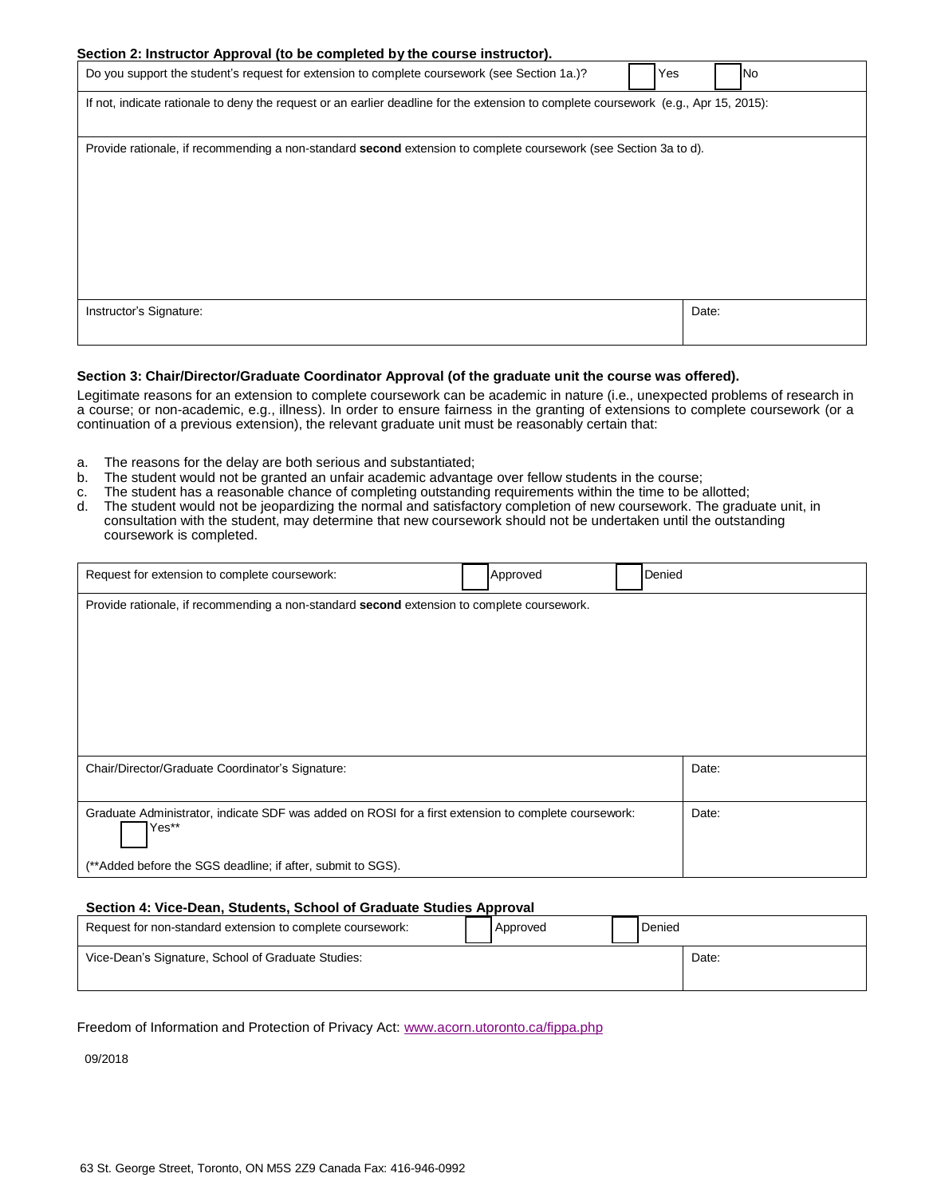**Section 2: Instructor Approval (to be completed by the course instructor).**

| | |
|---|---|
| Do you support the student's request for extension to complete coursework (see Section 1a.)? ☐ Yes ☐ No | |
| If not, indicate rationale to deny the request or an earlier deadline for the extension to complete coursework (e.g., Apr 15, 2015): | |
| Provide rationale, if recommending a non-standard **second** extension to complete coursework (see Section 3a to d). | |
| Instructor's Signature: | Date: |

**Section 3: Chair/Director/Graduate Coordinator Approval (of the graduate unit the course was offered).**

Legitimate reasons for an extension to complete coursework can be academic in nature (i.e., unexpected problems of research in a course; or non-academic, e.g., illness). In order to ensure fairness in the granting of extensions to complete coursework (or a continuation of a previous extension), the relevant graduate unit must be reasonably certain that:

a. The reasons for the delay are both serious and substantiated;
b. The student would not be granted an unfair academic advantage over fellow students in the course;
c. The student has a reasonable chance of completing outstanding requirements within the time to be allotted;
d. The student would not be jeopardizing the normal and satisfactory completion of new coursework. The graduate unit, in consultation with the student, may determine that new coursework should not be undertaken until the outstanding coursework is completed.

| | |
|---|---|
| Request for extension to complete coursework: ☐ Approved ☐ Denied | |
| Provide rationale, if recommending a non-standard **second** extension to complete coursework. | |
| Chair/Director/Graduate Coordinator's Signature: | Date: |
| Graduate Administrator, indicate SDF was added on ROSI for a first extension to complete coursework: ☐ Yes** <br> (**Added before the SGS deadline; if after, submit to SGS). | Date: |

**Section 4: Vice-Dean, Students, School of Graduate Studies Approval**

| | |
|---|---|
| Request for non-standard extension to complete coursework: ☐ Approved ☐ Denied | |
| Vice-Dean's Signature, School of Graduate Studies: | Date: |

Freedom of Information and Protection of Privacy Act: www.acorn.utoronto.ca/fippa.php

09/2018

63 St. George Street, Toronto, ON M5S 2Z9 Canada Fax: 416-946-0992